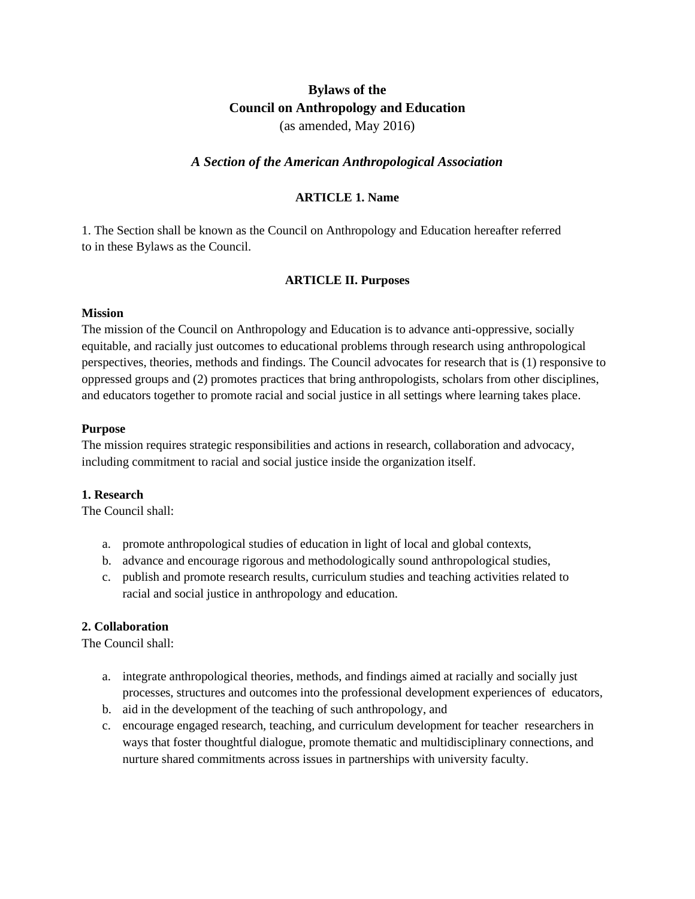# Bylaws of the
# Council on Anthropology and Education

(as amended, May 2016)

### *A Section of the American Anthropological Association*

## ARTICLE 1. Name

1. The Section shall be known as the Council on Anthropology and Education hereafter referred to in these Bylaws as the Council.

## ARTICLE II. Purposes

**Mission**

The mission of the Council on Anthropology and Education is to advance anti-oppressive, socially equitable, and racially just outcomes to educational problems through research using anthropological perspectives, theories, methods and findings. The Council advocates for research that is (1) responsive to oppressed groups and (2) promotes practices that bring anthropologists, scholars from other disciplines, and educators together to promote racial and social justice in all settings where learning takes place.

**Purpose**

The mission requires strategic responsibilities and actions in research, collaboration and advocacy, including commitment to racial and social justice inside the organization itself.

**1. Research**

The Council shall:

a. promote anthropological studies of education in light of local and global contexts,
b. advance and encourage rigorous and methodologically sound anthropological studies,
c. publish and promote research results, curriculum studies and teaching activities related to racial and social justice in anthropology and education.

**2. Collaboration**

The Council shall:

a. integrate anthropological theories, methods, and findings aimed at racially and socially just processes, structures and outcomes into the professional development experiences of educators,
b. aid in the development of the teaching of such anthropology, and
c. encourage engaged research, teaching, and curriculum development for teacher researchers in ways that foster thoughtful dialogue, promote thematic and multidisciplinary connections, and nurture shared commitments across issues in partnerships with university faculty.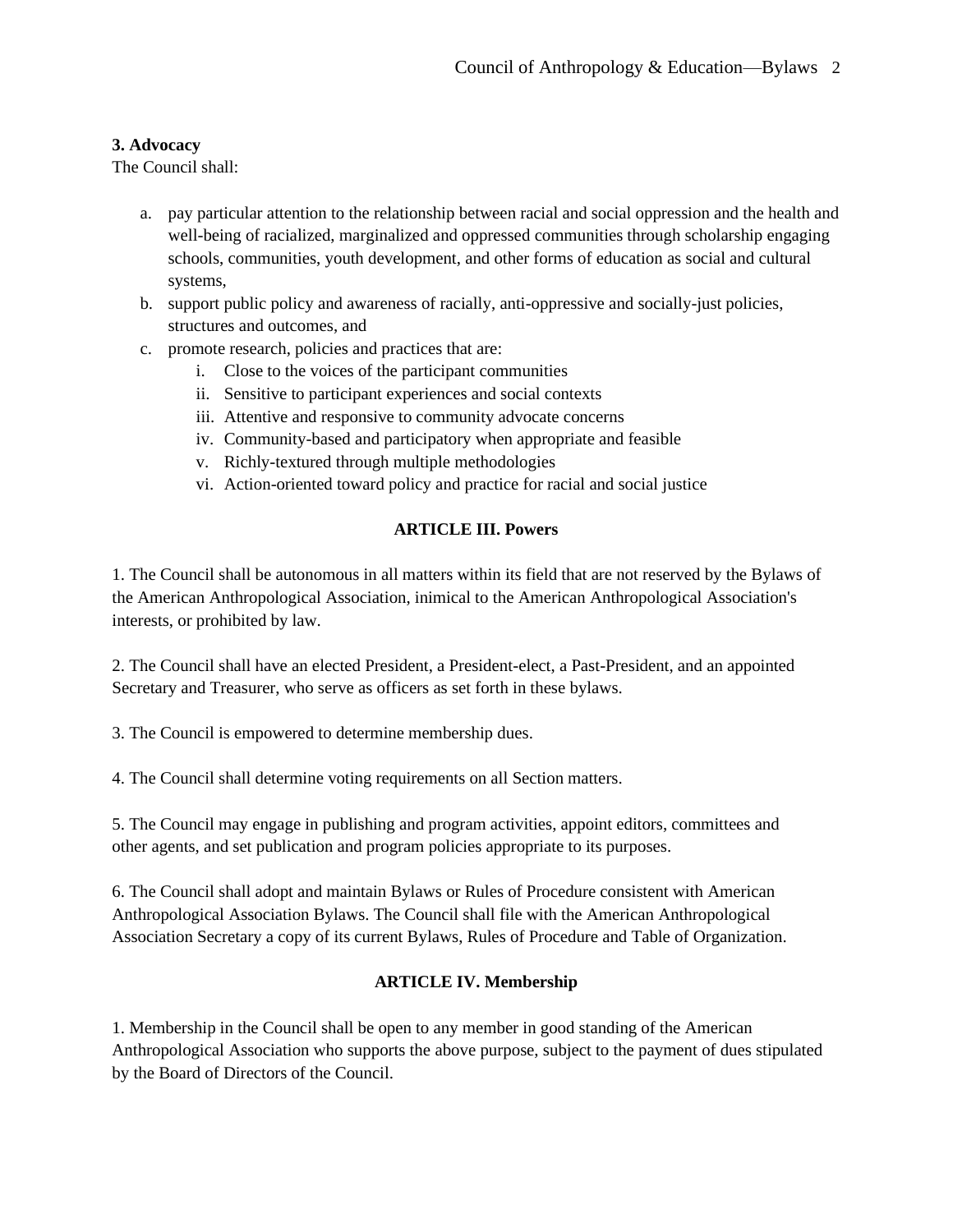**3. Advocacy**

The Council shall:

a. pay particular attention to the relationship between racial and social oppression and the health and well-being of racialized, marginalized and oppressed communities through scholarship engaging schools, communities, youth development, and other forms of education as social and cultural systems,
b. support public policy and awareness of racially, anti-oppressive and socially-just policies, structures and outcomes, and
c. promote research, policies and practices that are:
    i. Close to the voices of the participant communities
    ii. Sensitive to participant experiences and social contexts
    iii. Attentive and responsive to community advocate concerns
    iv. Community-based and participatory when appropriate and feasible
    v. Richly-textured through multiple methodologies
    vi. Action-oriented toward policy and practice for racial and social justice

## ARTICLE III. Powers

1. The Council shall be autonomous in all matters within its field that are not reserved by the Bylaws of the American Anthropological Association, inimical to the American Anthropological Association's interests, or prohibited by law.

2. The Council shall have an elected President, a President-elect, a Past-President, and an appointed Secretary and Treasurer, who serve as officers as set forth in these bylaws.

3. The Council is empowered to determine membership dues.

4. The Council shall determine voting requirements on all Section matters.

5. The Council may engage in publishing and program activities, appoint editors, committees and other agents, and set publication and program policies appropriate to its purposes.

6. The Council shall adopt and maintain Bylaws or Rules of Procedure consistent with American Anthropological Association Bylaws. The Council shall file with the American Anthropological Association Secretary a copy of its current Bylaws, Rules of Procedure and Table of Organization.

## ARTICLE IV. Membership

1. Membership in the Council shall be open to any member in good standing of the American Anthropological Association who supports the above purpose, subject to the payment of dues stipulated by the Board of Directors of the Council.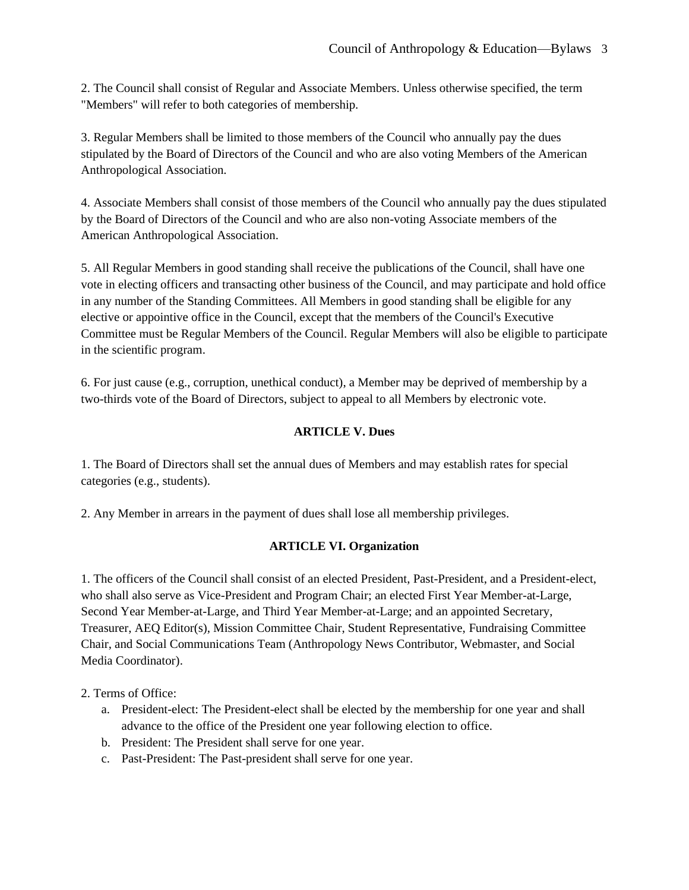2. The Council shall consist of Regular and Associate Members. Unless otherwise specified, the term "Members" will refer to both categories of membership.

3. Regular Members shall be limited to those members of the Council who annually pay the dues stipulated by the Board of Directors of the Council and who are also voting Members of the American Anthropological Association.

4. Associate Members shall consist of those members of the Council who annually pay the dues stipulated by the Board of Directors of the Council and who are also non-voting Associate members of the American Anthropological Association.

5. All Regular Members in good standing shall receive the publications of the Council, shall have one vote in electing officers and transacting other business of the Council, and may participate and hold office in any number of the Standing Committees. All Members in good standing shall be eligible for any elective or appointive office in the Council, except that the members of the Council's Executive Committee must be Regular Members of the Council. Regular Members will also be eligible to participate in the scientific program.

6. For just cause (e.g., corruption, unethical conduct), a Member may be deprived of membership by a two-thirds vote of the Board of Directors, subject to appeal to all Members by electronic vote.

## ARTICLE V. Dues

1. The Board of Directors shall set the annual dues of Members and may establish rates for special categories (e.g., students).

2. Any Member in arrears in the payment of dues shall lose all membership privileges.

## ARTICLE VI. Organization

1. The officers of the Council shall consist of an elected President, Past-President, and a President-elect, who shall also serve as Vice-President and Program Chair; an elected First Year Member-at-Large, Second Year Member-at-Large, and Third Year Member-at-Large; and an appointed Secretary, Treasurer, AEQ Editor(s), Mission Committee Chair, Student Representative, Fundraising Committee Chair, and Social Communications Team (Anthropology News Contributor, Webmaster, and Social Media Coordinator).

2. Terms of Office:

   a. President-elect: The President-elect shall be elected by the membership for one year and shall advance to the office of the President one year following election to office.
   b. President: The President shall serve for one year.
   c. Past-President: The Past-president shall serve for one year.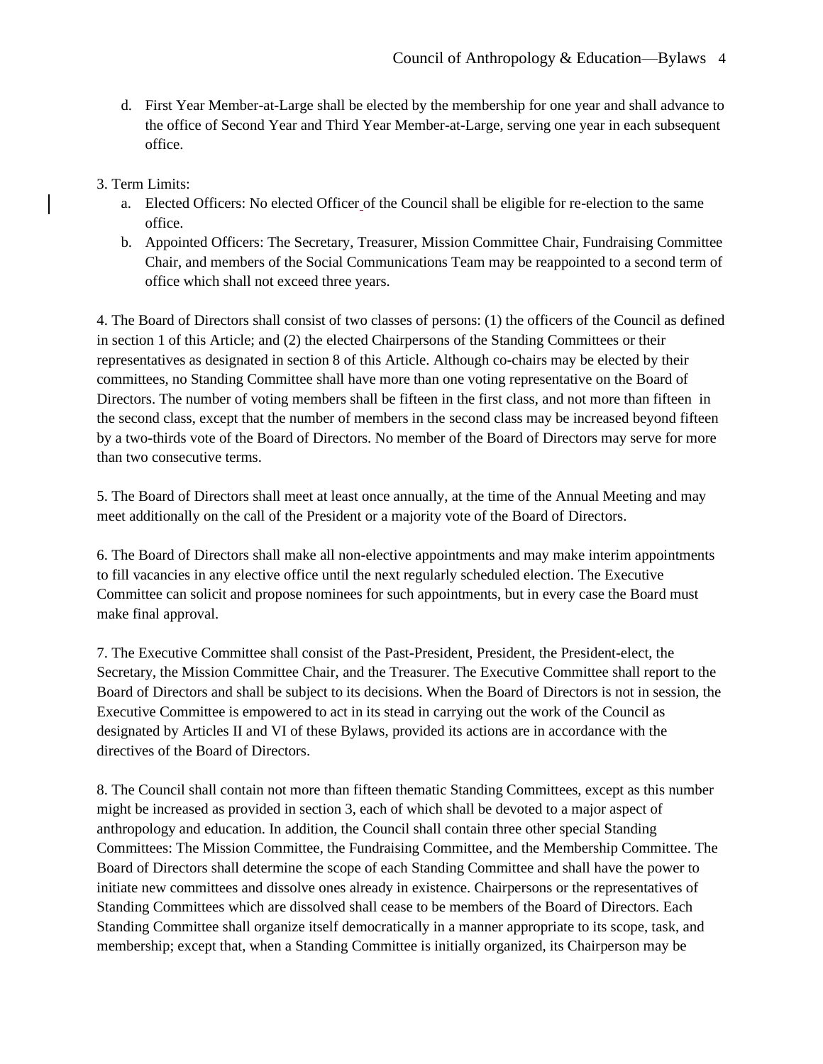d. First Year Member-at-Large shall be elected by the membership for one year and shall advance to the office of Second Year and Third Year Member-at-Large, serving one year in each subsequent office.

3. Term Limits:

a. Elected Officers: No elected Officer of the Council shall be eligible for re-election to the same office.
b. Appointed Officers: The Secretary, Treasurer, Mission Committee Chair, Fundraising Committee Chair, and members of the Social Communications Team may be reappointed to a second term of office which shall not exceed three years.

4. The Board of Directors shall consist of two classes of persons: (1) the officers of the Council as defined in section 1 of this Article; and (2) the elected Chairpersons of the Standing Committees or their representatives as designated in section 8 of this Article. Although co-chairs may be elected by their committees, no Standing Committee shall have more than one voting representative on the Board of Directors. The number of voting members shall be fifteen in the first class, and not more than fifteen in the second class, except that the number of members in the second class may be increased beyond fifteen by a two-thirds vote of the Board of Directors. No member of the Board of Directors may serve for more than two consecutive terms.

5. The Board of Directors shall meet at least once annually, at the time of the Annual Meeting and may meet additionally on the call of the President or a majority vote of the Board of Directors.

6. The Board of Directors shall make all non-elective appointments and may make interim appointments to fill vacancies in any elective office until the next regularly scheduled election. The Executive Committee can solicit and propose nominees for such appointments, but in every case the Board must make final approval.

7. The Executive Committee shall consist of the Past-President, President, the President-elect, the Secretary, the Mission Committee Chair, and the Treasurer. The Executive Committee shall report to the Board of Directors and shall be subject to its decisions. When the Board of Directors is not in session, the Executive Committee is empowered to act in its stead in carrying out the work of the Council as designated by Articles II and VI of these Bylaws, provided its actions are in accordance with the directives of the Board of Directors.

8. The Council shall contain not more than fifteen thematic Standing Committees, except as this number might be increased as provided in section 3, each of which shall be devoted to a major aspect of anthropology and education. In addition, the Council shall contain three other special Standing Committees: The Mission Committee, the Fundraising Committee, and the Membership Committee. The Board of Directors shall determine the scope of each Standing Committee and shall have the power to initiate new committees and dissolve ones already in existence. Chairpersons or the representatives of Standing Committees which are dissolved shall cease to be members of the Board of Directors. Each Standing Committee shall organize itself democratically in a manner appropriate to its scope, task, and membership; except that, when a Standing Committee is initially organized, its Chairperson may be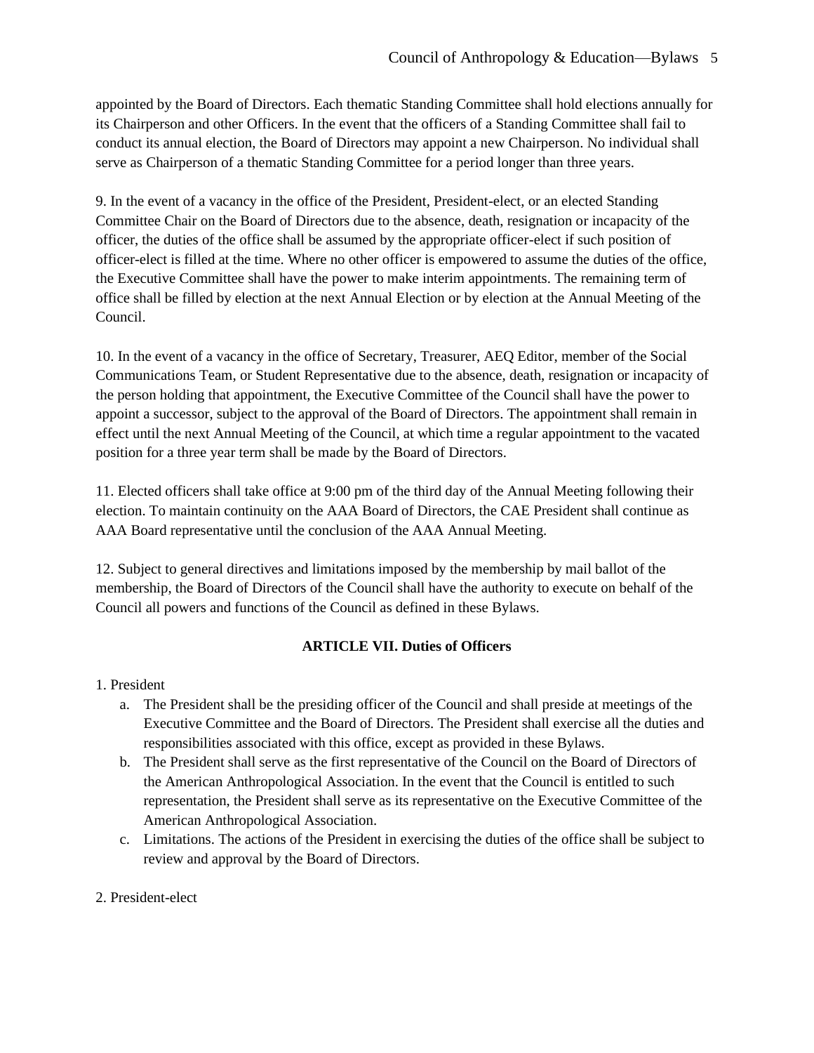appointed by the Board of Directors. Each thematic Standing Committee shall hold elections annually for its Chairperson and other Officers. In the event that the officers of a Standing Committee shall fail to conduct its annual election, the Board of Directors may appoint a new Chairperson. No individual shall serve as Chairperson of a thematic Standing Committee for a period longer than three years.

9. In the event of a vacancy in the office of the President, President-elect, or an elected Standing Committee Chair on the Board of Directors due to the absence, death, resignation or incapacity of the officer, the duties of the office shall be assumed by the appropriate officer-elect if such position of officer-elect is filled at the time. Where no other officer is empowered to assume the duties of the office, the Executive Committee shall have the power to make interim appointments. The remaining term of office shall be filled by election at the next Annual Election or by election at the Annual Meeting of the Council.

10. In the event of a vacancy in the office of Secretary, Treasurer, AEQ Editor, member of the Social Communications Team, or Student Representative due to the absence, death, resignation or incapacity of the person holding that appointment, the Executive Committee of the Council shall have the power to appoint a successor, subject to the approval of the Board of Directors. The appointment shall remain in effect until the next Annual Meeting of the Council, at which time a regular appointment to the vacated position for a three year term shall be made by the Board of Directors.

11. Elected officers shall take office at 9:00 pm of the third day of the Annual Meeting following their election. To maintain continuity on the AAA Board of Directors, the CAE President shall continue as AAA Board representative until the conclusion of the AAA Annual Meeting.

12. Subject to general directives and limitations imposed by the membership by mail ballot of the membership, the Board of Directors of the Council shall have the authority to execute on behalf of the Council all powers and functions of the Council as defined in these Bylaws.

## ARTICLE VII. Duties of Officers

1. President
   a. The President shall be the presiding officer of the Council and shall preside at meetings of the Executive Committee and the Board of Directors. The President shall exercise all the duties and responsibilities associated with this office, except as provided in these Bylaws.
   b. The President shall serve as the first representative of the Council on the Board of Directors of the American Anthropological Association. In the event that the Council is entitled to such representation, the President shall serve as its representative on the Executive Committee of the American Anthropological Association.
   c. Limitations. The actions of the President in exercising the duties of the office shall be subject to review and approval by the Board of Directors.

2. President-elect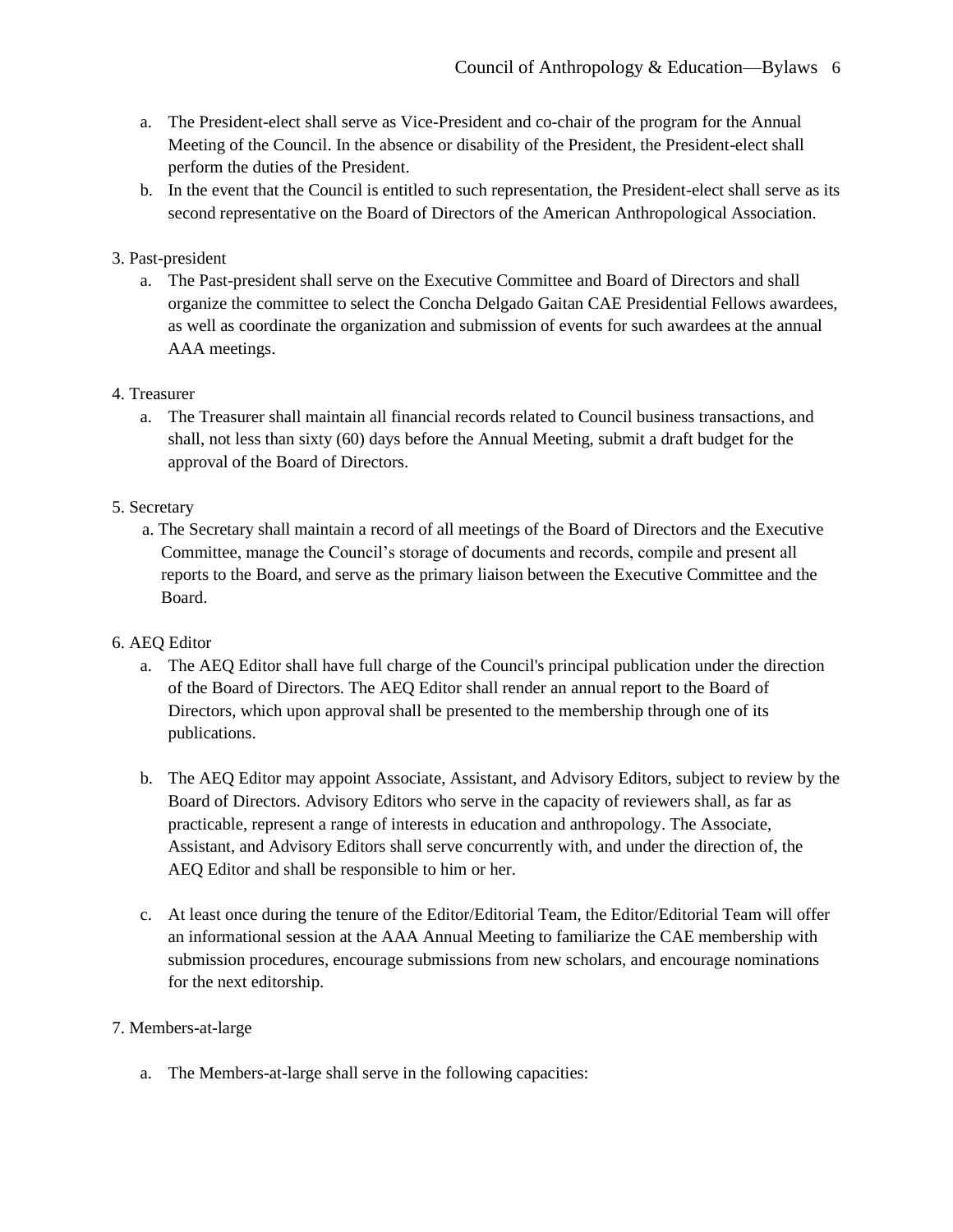a. The President-elect shall serve as Vice-President and co-chair of the program for the Annual Meeting of the Council. In the absence or disability of the President, the President-elect shall perform the duties of the President.
b. In the event that the Council is entitled to such representation, the President-elect shall serve as its second representative on the Board of Directors of the American Anthropological Association.

3. Past-president
   a. The Past-president shall serve on the Executive Committee and Board of Directors and shall organize the committee to select the Concha Delgado Gaitan CAE Presidential Fellows awardees, as well as coordinate the organization and submission of events for such awardees at the annual AAA meetings.

4. Treasurer
   a. The Treasurer shall maintain all financial records related to Council business transactions, and shall, not less than sixty (60) days before the Annual Meeting, submit a draft budget for the approval of the Board of Directors.

5. Secretary
   a. The Secretary shall maintain a record of all meetings of the Board of Directors and the Executive Committee, manage the Council's storage of documents and records, compile and present all reports to the Board, and serve as the primary liaison between the Executive Committee and the Board.

6. AEQ Editor
   a. The AEQ Editor shall have full charge of the Council's principal publication under the direction of the Board of Directors. The AEQ Editor shall render an annual report to the Board of Directors, which upon approval shall be presented to the membership through one of its publications.

   b. The AEQ Editor may appoint Associate, Assistant, and Advisory Editors, subject to review by the Board of Directors. Advisory Editors who serve in the capacity of reviewers shall, as far as practicable, represent a range of interests in education and anthropology. The Associate, Assistant, and Advisory Editors shall serve concurrently with, and under the direction of, the AEQ Editor and shall be responsible to him or her.

   c. At least once during the tenure of the Editor/Editorial Team, the Editor/Editorial Team will offer an informational session at the AAA Annual Meeting to familiarize the CAE membership with submission procedures, encourage submissions from new scholars, and encourage nominations for the next editorship.

7. Members-at-large

   a. The Members-at-large shall serve in the following capacities: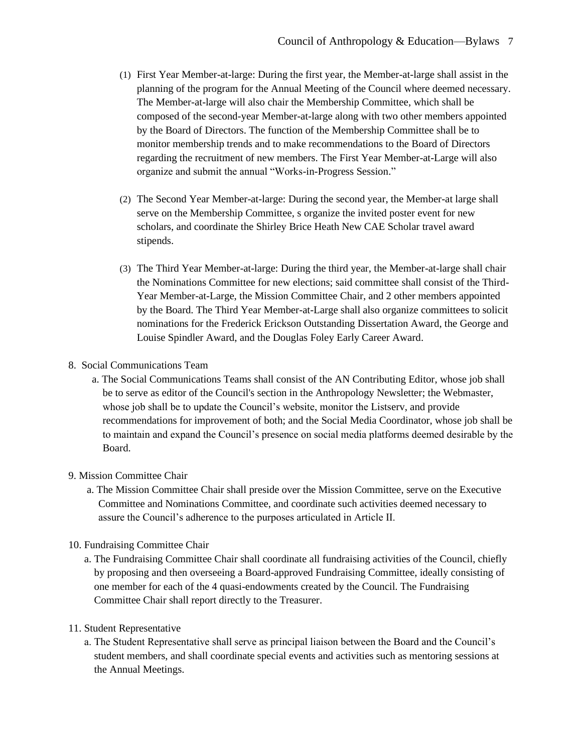(1) First Year Member-at-large: During the first year, the Member-at-large shall assist in the planning of the program for the Annual Meeting of the Council where deemed necessary. The Member-at-large will also chair the Membership Committee, which shall be composed of the second-year Member-at-large along with two other members appointed by the Board of Directors. The function of the Membership Committee shall be to monitor membership trends and to make recommendations to the Board of Directors regarding the recruitment of new members. The First Year Member-at-Large will also organize and submit the annual "Works-in-Progress Session."

(2) The Second Year Member-at-large: During the second year, the Member-at large shall serve on the Membership Committee, s organize the invited poster event for new scholars, and coordinate the Shirley Brice Heath New CAE Scholar travel award stipends.

(3) The Third Year Member-at-large: During the third year, the Member-at-large shall chair the Nominations Committee for new elections; said committee shall consist of the Third-Year Member-at-Large, the Mission Committee Chair, and 2 other members appointed by the Board. The Third Year Member-at-Large shall also organize committees to solicit nominations for the Frederick Erickson Outstanding Dissertation Award, the George and Louise Spindler Award, and the Douglas Foley Early Career Award.

8. Social Communications Team

   a. The Social Communications Teams shall consist of the AN Contributing Editor, whose job shall be to serve as editor of the Council's section in the Anthropology Newsletter; the Webmaster, whose job shall be to update the Council's website, monitor the Listserv, and provide recommendations for improvement of both; and the Social Media Coordinator, whose job shall be to maintain and expand the Council's presence on social media platforms deemed desirable by the Board.

9. Mission Committee Chair

   a. The Mission Committee Chair shall preside over the Mission Committee, serve on the Executive Committee and Nominations Committee, and coordinate such activities deemed necessary to assure the Council's adherence to the purposes articulated in Article II.

10. Fundraising Committee Chair

   a. The Fundraising Committee Chair shall coordinate all fundraising activities of the Council, chiefly by proposing and then overseeing a Board-approved Fundraising Committee, ideally consisting of one member for each of the 4 quasi-endowments created by the Council. The Fundraising Committee Chair shall report directly to the Treasurer.

11. Student Representative

   a. The Student Representative shall serve as principal liaison between the Board and the Council's student members, and shall coordinate special events and activities such as mentoring sessions at the Annual Meetings.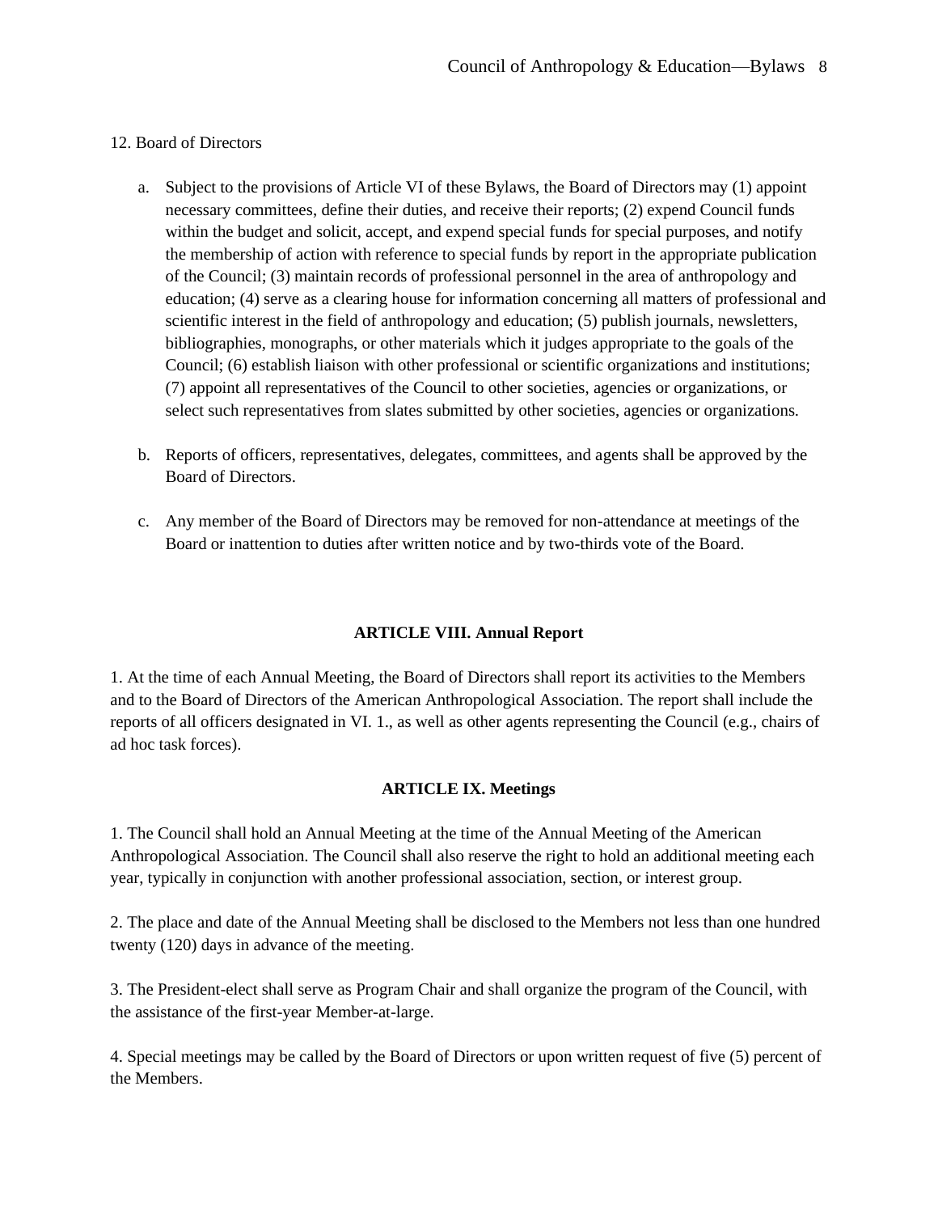12. Board of Directors

a. Subject to the provisions of Article VI of these Bylaws, the Board of Directors may (1) appoint necessary committees, define their duties, and receive their reports; (2) expend Council funds within the budget and solicit, accept, and expend special funds for special purposes, and notify the membership of action with reference to special funds by report in the appropriate publication of the Council; (3) maintain records of professional personnel in the area of anthropology and education; (4) serve as a clearing house for information concerning all matters of professional and scientific interest in the field of anthropology and education; (5) publish journals, newsletters, bibliographies, monographs, or other materials which it judges appropriate to the goals of the Council; (6) establish liaison with other professional or scientific organizations and institutions; (7) appoint all representatives of the Council to other societies, agencies or organizations, or select such representatives from slates submitted by other societies, agencies or organizations.

b. Reports of officers, representatives, delegates, committees, and agents shall be approved by the Board of Directors.

c. Any member of the Board of Directors may be removed for non-attendance at meetings of the Board or inattention to duties after written notice and by two-thirds vote of the Board.

## ARTICLE VIII. Annual Report

1. At the time of each Annual Meeting, the Board of Directors shall report its activities to the Members and to the Board of Directors of the American Anthropological Association. The report shall include the reports of all officers designated in VI. 1., as well as other agents representing the Council (e.g., chairs of ad hoc task forces).

## ARTICLE IX. Meetings

1. The Council shall hold an Annual Meeting at the time of the Annual Meeting of the American Anthropological Association. The Council shall also reserve the right to hold an additional meeting each year, typically in conjunction with another professional association, section, or interest group.

2. The place and date of the Annual Meeting shall be disclosed to the Members not less than one hundred twenty (120) days in advance of the meeting.

3. The President-elect shall serve as Program Chair and shall organize the program of the Council, with the assistance of the first-year Member-at-large.

4. Special meetings may be called by the Board of Directors or upon written request of five (5) percent of the Members.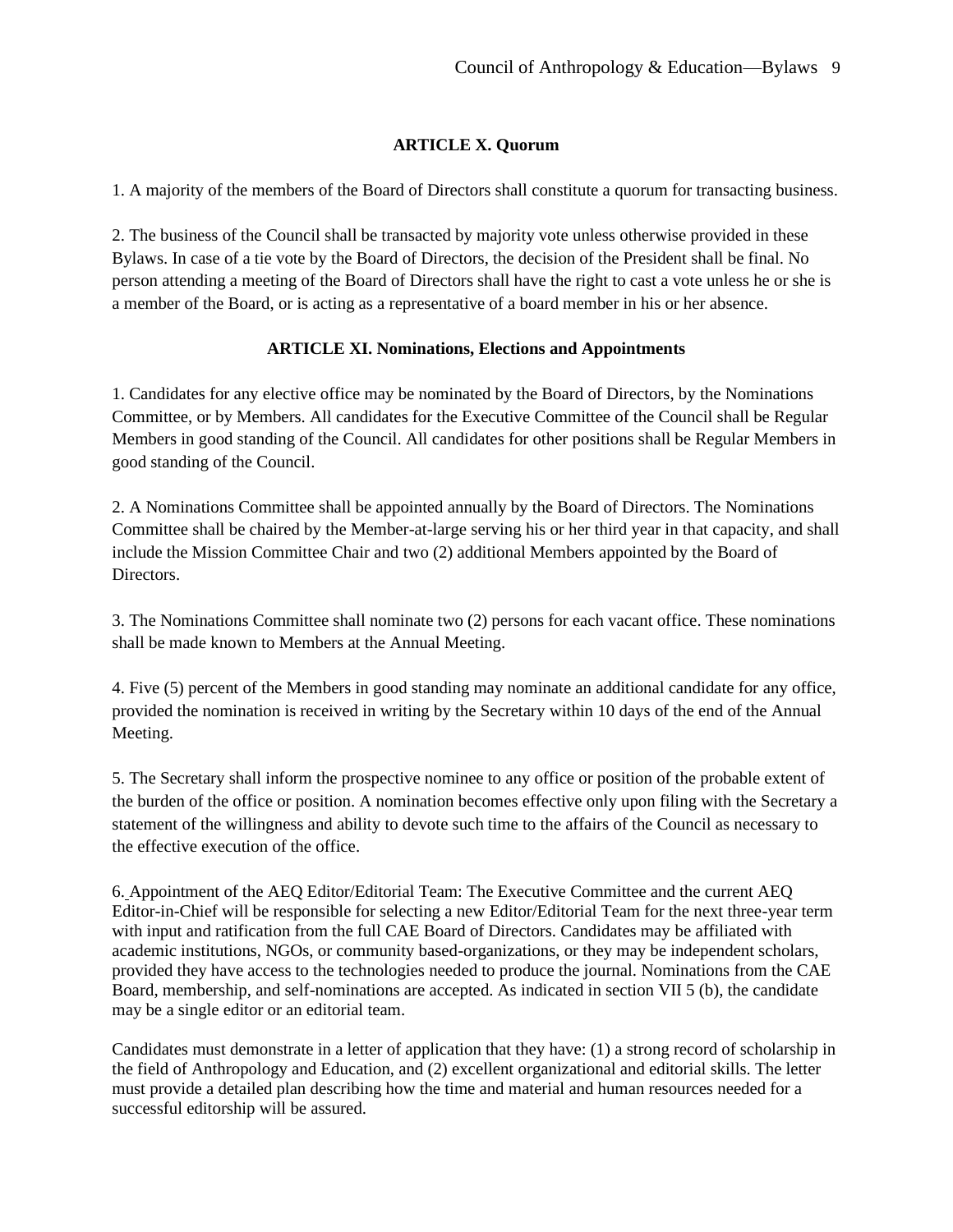## ARTICLE X. Quorum

1. A majority of the members of the Board of Directors shall constitute a quorum for transacting business.

2. The business of the Council shall be transacted by majority vote unless otherwise provided in these Bylaws. In case of a tie vote by the Board of Directors, the decision of the President shall be final. No person attending a meeting of the Board of Directors shall have the right to cast a vote unless he or she is a member of the Board, or is acting as a representative of a board member in his or her absence.

## ARTICLE XI. Nominations, Elections and Appointments

1. Candidates for any elective office may be nominated by the Board of Directors, by the Nominations Committee, or by Members. All candidates for the Executive Committee of the Council shall be Regular Members in good standing of the Council. All candidates for other positions shall be Regular Members in good standing of the Council.

2. A Nominations Committee shall be appointed annually by the Board of Directors. The Nominations Committee shall be chaired by the Member-at-large serving his or her third year in that capacity, and shall include the Mission Committee Chair and two (2) additional Members appointed by the Board of Directors.

3. The Nominations Committee shall nominate two (2) persons for each vacant office. These nominations shall be made known to Members at the Annual Meeting.

4. Five (5) percent of the Members in good standing may nominate an additional candidate for any office, provided the nomination is received in writing by the Secretary within 10 days of the end of the Annual Meeting.

5. The Secretary shall inform the prospective nominee to any office or position of the probable extent of the burden of the office or position. A nomination becomes effective only upon filing with the Secretary a statement of the willingness and ability to devote such time to the affairs of the Council as necessary to the effective execution of the office.

6. Appointment of the AEQ Editor/Editorial Team: The Executive Committee and the current AEQ Editor-in-Chief will be responsible for selecting a new Editor/Editorial Team for the next three-year term with input and ratification from the full CAE Board of Directors. Candidates may be affiliated with academic institutions, NGOs, or community based-organizations, or they may be independent scholars, provided they have access to the technologies needed to produce the journal. Nominations from the CAE Board, membership, and self-nominations are accepted. As indicated in section VII 5 (b), the candidate may be a single editor or an editorial team.

Candidates must demonstrate in a letter of application that they have: (1) a strong record of scholarship in the field of Anthropology and Education, and (2) excellent organizational and editorial skills. The letter must provide a detailed plan describing how the time and material and human resources needed for a successful editorship will be assured.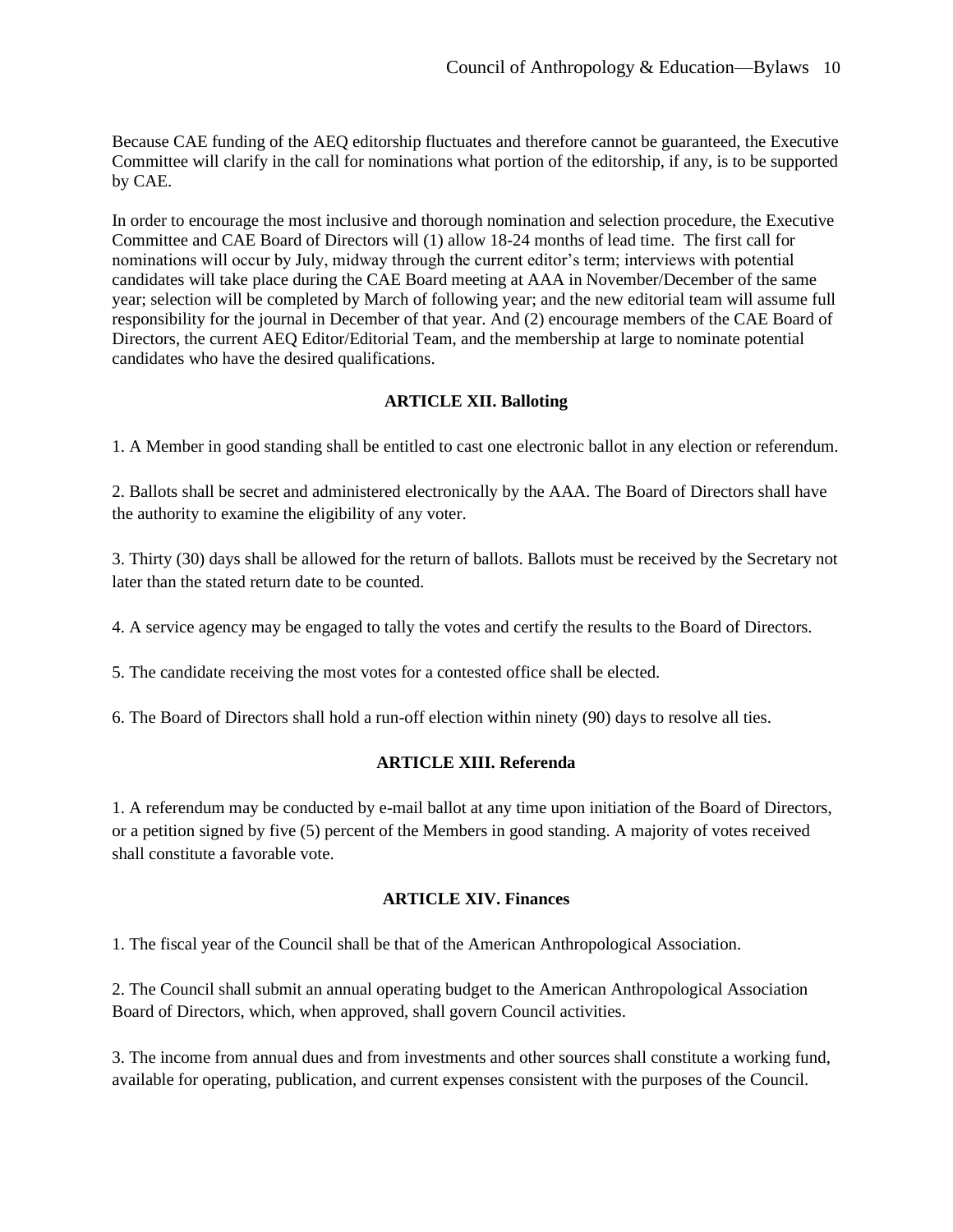Because CAE funding of the AEQ editorship fluctuates and therefore cannot be guaranteed, the Executive Committee will clarify in the call for nominations what portion of the editorship, if any, is to be supported by CAE.

In order to encourage the most inclusive and thorough nomination and selection procedure, the Executive Committee and CAE Board of Directors will (1) allow 18-24 months of lead time. The first call for nominations will occur by July, midway through the current editor's term; interviews with potential candidates will take place during the CAE Board meeting at AAA in November/December of the same year; selection will be completed by March of following year; and the new editorial team will assume full responsibility for the journal in December of that year. And (2) encourage members of the CAE Board of Directors, the current AEQ Editor/Editorial Team, and the membership at large to nominate potential candidates who have the desired qualifications.

## ARTICLE XII. Balloting

1. A Member in good standing shall be entitled to cast one electronic ballot in any election or referendum.

2. Ballots shall be secret and administered electronically by the AAA. The Board of Directors shall have the authority to examine the eligibility of any voter.

3. Thirty (30) days shall be allowed for the return of ballots. Ballots must be received by the Secretary not later than the stated return date to be counted.

4. A service agency may be engaged to tally the votes and certify the results to the Board of Directors.

5. The candidate receiving the most votes for a contested office shall be elected.

6. The Board of Directors shall hold a run-off election within ninety (90) days to resolve all ties.

## ARTICLE XIII. Referenda

1. A referendum may be conducted by e-mail ballot at any time upon initiation of the Board of Directors, or a petition signed by five (5) percent of the Members in good standing. A majority of votes received shall constitute a favorable vote.

## ARTICLE XIV. Finances

1. The fiscal year of the Council shall be that of the American Anthropological Association.

2. The Council shall submit an annual operating budget to the American Anthropological Association Board of Directors, which, when approved, shall govern Council activities.

3. The income from annual dues and from investments and other sources shall constitute a working fund, available for operating, publication, and current expenses consistent with the purposes of the Council.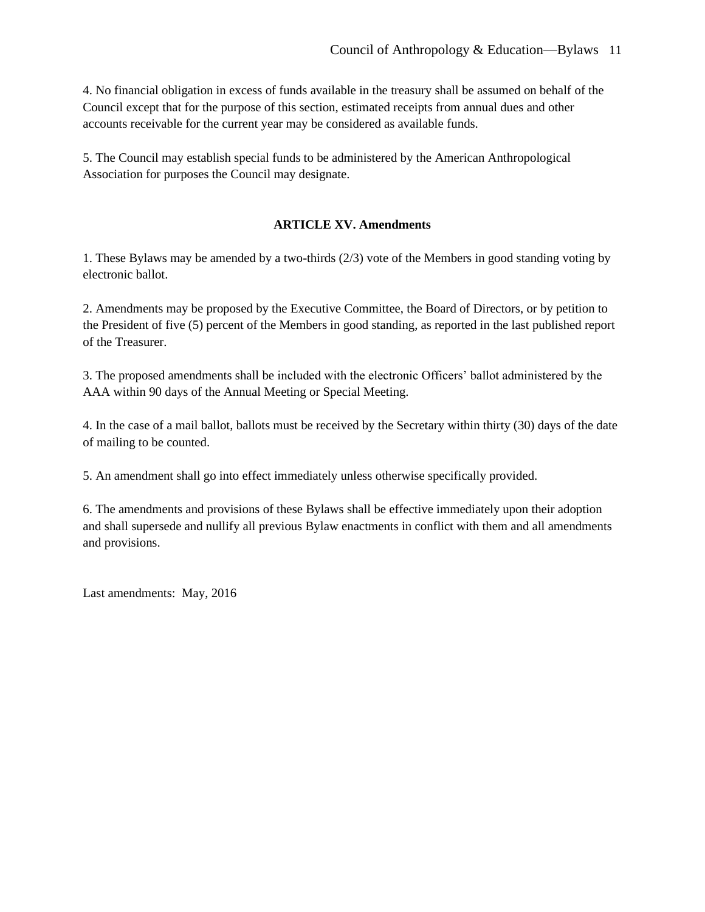4. No financial obligation in excess of funds available in the treasury shall be assumed on behalf of the Council except that for the purpose of this section, estimated receipts from annual dues and other accounts receivable for the current year may be considered as available funds.

5. The Council may establish special funds to be administered by the American Anthropological Association for purposes the Council may designate.

## ARTICLE XV. Amendments

1. These Bylaws may be amended by a two-thirds (2/3) vote of the Members in good standing voting by electronic ballot.

2. Amendments may be proposed by the Executive Committee, the Board of Directors, or by petition to the President of five (5) percent of the Members in good standing, as reported in the last published report of the Treasurer.

3. The proposed amendments shall be included with the electronic Officers' ballot administered by the AAA within 90 days of the Annual Meeting or Special Meeting.

4. In the case of a mail ballot, ballots must be received by the Secretary within thirty (30) days of the date of mailing to be counted.

5. An amendment shall go into effect immediately unless otherwise specifically provided.

6. The amendments and provisions of these Bylaws shall be effective immediately upon their adoption and shall supersede and nullify all previous Bylaw enactments in conflict with them and all amendments and provisions.

Last amendments: May, 2016